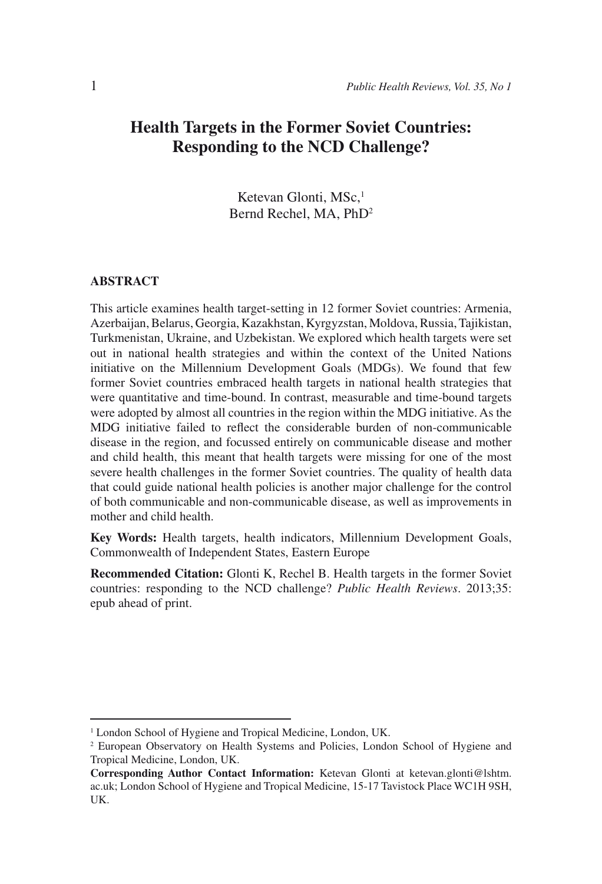# Health Targets in the Former Soviet Countries: Responding to the NCD Challenge?

Ketevan Glonti, MSc,[1]
Bernd Rechel, MA, PhD[2]

## ABSTRACT

This article examines health target-setting in 12 former Soviet countries: Armenia, Azerbaijan, Belarus, Georgia, Kazakhstan, Kyrgyzstan, Moldova, Russia, Tajikistan, Turkmenistan, Ukraine, and Uzbekistan. We explored which health targets were set out in national health strategies and within the context of the United Nations initiative on the Millennium Development Goals (MDGs). We found that few former Soviet countries embraced health targets in national health strategies that were quantitative and time-bound. In contrast, measurable and time-bound targets were adopted by almost all countries in the region within the MDG initiative. As the MDG initiative failed to reflect the considerable burden of non-communicable disease in the region, and focussed entirely on communicable disease and mother and child health, this meant that health targets were missing for one of the most severe health challenges in the former Soviet countries. The quality of health data that could guide national health policies is another major challenge for the control of both communicable and non-communicable disease, as well as improvements in mother and child health.

**Key Words:** Health targets, health indicators, Millennium Development Goals, Commonwealth of Independent States, Eastern Europe

**Recommended Citation:** Glonti K, Rechel B. Health targets in the former Soviet countries: responding to the NCD challenge? *Public Health Reviews*. 2013;35: epub ahead of print.

---

[1] London School of Hygiene and Tropical Medicine, London, UK.

[2] European Observatory on Health Systems and Policies, London School of Hygiene and Tropical Medicine, London, UK.

**Corresponding Author Contact Information:** Ketevan Glonti at ketevan.glonti@lshtm.ac.uk; London School of Hygiene and Tropical Medicine, 15-17 Tavistock Place WC1H 9SH, UK.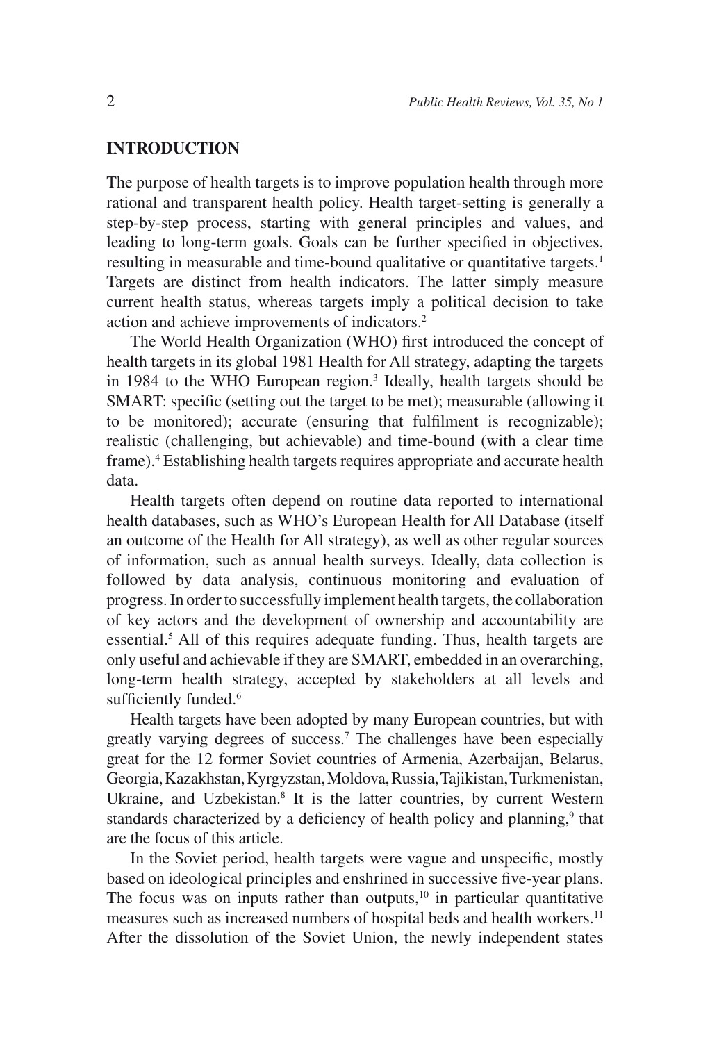## INTRODUCTION

The purpose of health targets is to improve population health through more rational and transparent health policy. Health target-setting is generally a step-by-step process, starting with general principles and values, and leading to long-term goals. Goals can be further specified in objectives, resulting in measurable and time-bound qualitative or quantitative targets.[1] Targets are distinct from health indicators. The latter simply measure current health status, whereas targets imply a political decision to take action and achieve improvements of indicators.[2]

The World Health Organization (WHO) first introduced the concept of health targets in its global 1981 Health for All strategy, adapting the targets in 1984 to the WHO European region.[3] Ideally, health targets should be SMART: specific (setting out the target to be met); measurable (allowing it to be monitored); accurate (ensuring that fulfilment is recognizable); realistic (challenging, but achievable) and time-bound (with a clear time frame).[4] Establishing health targets requires appropriate and accurate health data.

Health targets often depend on routine data reported to international health databases, such as WHO's European Health for All Database (itself an outcome of the Health for All strategy), as well as other regular sources of information, such as annual health surveys. Ideally, data collection is followed by data analysis, continuous monitoring and evaluation of progress. In order to successfully implement health targets, the collaboration of key actors and the development of ownership and accountability are essential.[5] All of this requires adequate funding. Thus, health targets are only useful and achievable if they are SMART, embedded in an overarching, long-term health strategy, accepted by stakeholders at all levels and sufficiently funded.[6]

Health targets have been adopted by many European countries, but with greatly varying degrees of success.[7] The challenges have been especially great for the 12 former Soviet countries of Armenia, Azerbaijan, Belarus, Georgia, Kazakhstan, Kyrgyzstan, Moldova, Russia, Tajikistan, Turkmenistan, Ukraine, and Uzbekistan.[8] It is the latter countries, by current Western standards characterized by a deficiency of health policy and planning,[9] that are the focus of this article.

In the Soviet period, health targets were vague and unspecific, mostly based on ideological principles and enshrined in successive five-year plans. The focus was on inputs rather than outputs,[10] in particular quantitative measures such as increased numbers of hospital beds and health workers.[11] After the dissolution of the Soviet Union, the newly independent states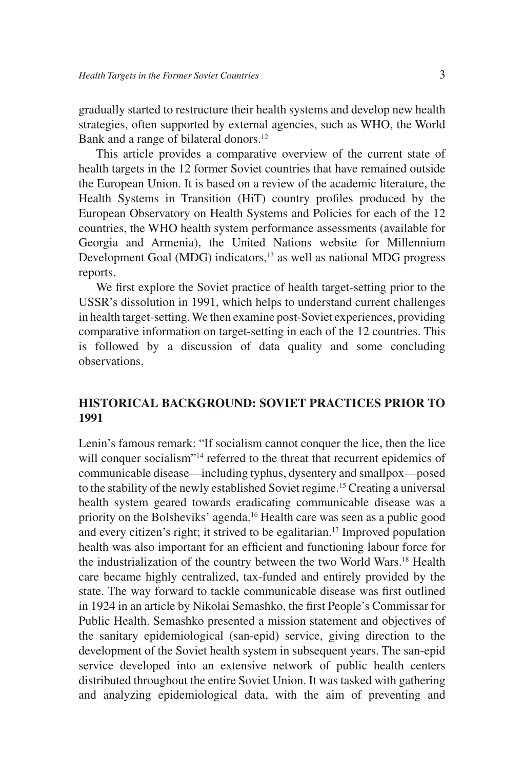gradually started to restructure their health systems and develop new health strategies, often supported by external agencies, such as WHO, the World Bank and a range of bilateral donors.[12]

This article provides a comparative overview of the current state of health targets in the 12 former Soviet countries that have remained outside the European Union. It is based on a review of the academic literature, the Health Systems in Transition (HiT) country profiles produced by the European Observatory on Health Systems and Policies for each of the 12 countries, the WHO health system performance assessments (available for Georgia and Armenia), the United Nations website for Millennium Development Goal (MDG) indicators,[13] as well as national MDG progress reports.

We first explore the Soviet practice of health target-setting prior to the USSR's dissolution in 1991, which helps to understand current challenges in health target-setting. We then examine post-Soviet experiences, providing comparative information on target-setting in each of the 12 countries. This is followed by a discussion of data quality and some concluding observations.

## HISTORICAL BACKGROUND: SOVIET PRACTICES PRIOR TO 1991

Lenin's famous remark: "If socialism cannot conquer the lice, then the lice will conquer socialism"[14] referred to the threat that recurrent epidemics of communicable disease—including typhus, dysentery and smallpox—posed to the stability of the newly established Soviet regime.[15] Creating a universal health system geared towards eradicating communicable disease was a priority on the Bolsheviks' agenda.[16] Health care was seen as a public good and every citizen's right; it strived to be egalitarian.[17] Improved population health was also important for an efficient and functioning labour force for the industrialization of the country between the two World Wars.[18] Health care became highly centralized, tax-funded and entirely provided by the state. The way forward to tackle communicable disease was first outlined in 1924 in an article by Nikolai Semashko, the first People's Commissar for Public Health. Semashko presented a mission statement and objectives of the sanitary epidemiological (san-epid) service, giving direction to the development of the Soviet health system in subsequent years. The san-epid service developed into an extensive network of public health centers distributed throughout the entire Soviet Union. It was tasked with gathering and analyzing epidemiological data, with the aim of preventing and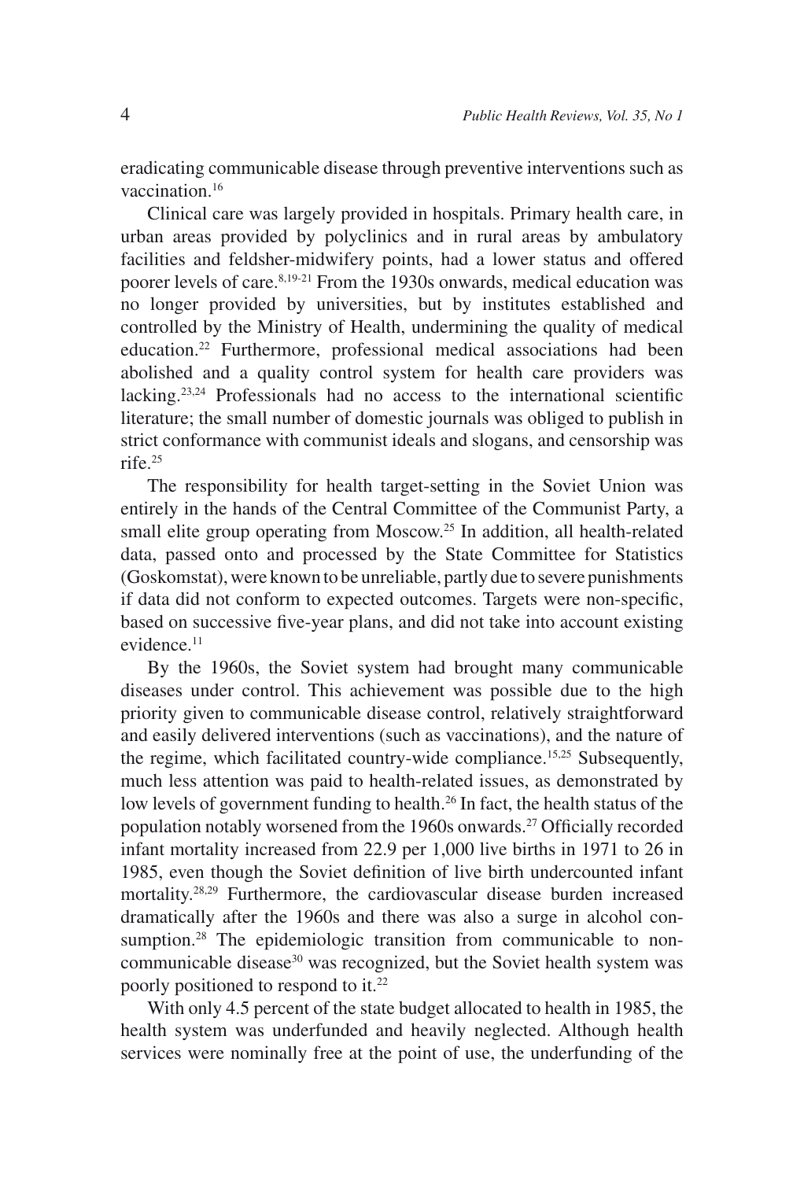eradicating communicable disease through preventive interventions such as vaccination.[16]

Clinical care was largely provided in hospitals. Primary health care, in urban areas provided by polyclinics and in rural areas by ambulatory facilities and feldsher-midwifery points, had a lower status and offered poorer levels of care.[8,19-21] From the 1930s onwards, medical education was no longer provided by universities, but by institutes established and controlled by the Ministry of Health, undermining the quality of medical education.[22] Furthermore, professional medical associations had been abolished and a quality control system for health care providers was lacking.[23,24] Professionals had no access to the international scientific literature; the small number of domestic journals was obliged to publish in strict conformance with communist ideals and slogans, and censorship was rife.[25]

The responsibility for health target-setting in the Soviet Union was entirely in the hands of the Central Committee of the Communist Party, a small elite group operating from Moscow.[25] In addition, all health-related data, passed onto and processed by the State Committee for Statistics (Goskomstat), were known to be unreliable, partly due to severe punishments if data did not conform to expected outcomes. Targets were non-specific, based on successive five-year plans, and did not take into account existing evidence.[11]

By the 1960s, the Soviet system had brought many communicable diseases under control. This achievement was possible due to the high priority given to communicable disease control, relatively straightforward and easily delivered interventions (such as vaccinations), and the nature of the regime, which facilitated country-wide compliance.[15,25] Subsequently, much less attention was paid to health-related issues, as demonstrated by low levels of government funding to health.[26] In fact, the health status of the population notably worsened from the 1960s onwards.[27] Officially recorded infant mortality increased from 22.9 per 1,000 live births in 1971 to 26 in 1985, even though the Soviet definition of live birth undercounted infant mortality.[28,29] Furthermore, the cardiovascular disease burden increased dramatically after the 1960s and there was also a surge in alcohol consumption.[28] The epidemiologic transition from communicable to non-communicable disease[30] was recognized, but the Soviet health system was poorly positioned to respond to it.[22]

With only 4.5 percent of the state budget allocated to health in 1985, the health system was underfunded and heavily neglected. Although health services were nominally free at the point of use, the underfunding of the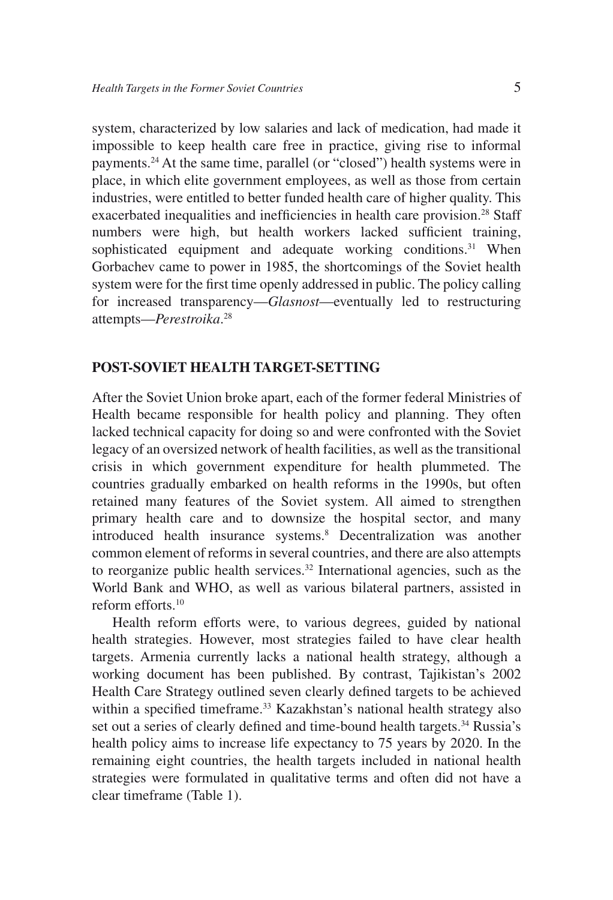system, characterized by low salaries and lack of medication, had made it impossible to keep health care free in practice, giving rise to informal payments.[24] At the same time, parallel (or "closed") health systems were in place, in which elite government employees, as well as those from certain industries, were entitled to better funded health care of higher quality. This exacerbated inequalities and inefficiencies in health care provision.[28] Staff numbers were high, but health workers lacked sufficient training, sophisticated equipment and adequate working conditions.[31] When Gorbachev came to power in 1985, the shortcomings of the Soviet health system were for the first time openly addressed in public. The policy calling for increased transparency—*Glasnost*—eventually led to restructuring attempts—*Perestroika*.[28]

## POST-SOVIET HEALTH TARGET-SETTING

After the Soviet Union broke apart, each of the former federal Ministries of Health became responsible for health policy and planning. They often lacked technical capacity for doing so and were confronted with the Soviet legacy of an oversized network of health facilities, as well as the transitional crisis in which government expenditure for health plummeted. The countries gradually embarked on health reforms in the 1990s, but often retained many features of the Soviet system. All aimed to strengthen primary health care and to downsize the hospital sector, and many introduced health insurance systems.[8] Decentralization was another common element of reforms in several countries, and there are also attempts to reorganize public health services.[32] International agencies, such as the World Bank and WHO, as well as various bilateral partners, assisted in reform efforts.[10]

Health reform efforts were, to various degrees, guided by national health strategies. However, most strategies failed to have clear health targets. Armenia currently lacks a national health strategy, although a working document has been published. By contrast, Tajikistan's 2002 Health Care Strategy outlined seven clearly defined targets to be achieved within a specified timeframe.[33] Kazakhstan's national health strategy also set out a series of clearly defined and time-bound health targets.[34] Russia's health policy aims to increase life expectancy to 75 years by 2020. In the remaining eight countries, the health targets included in national health strategies were formulated in qualitative terms and often did not have a clear timeframe (Table 1).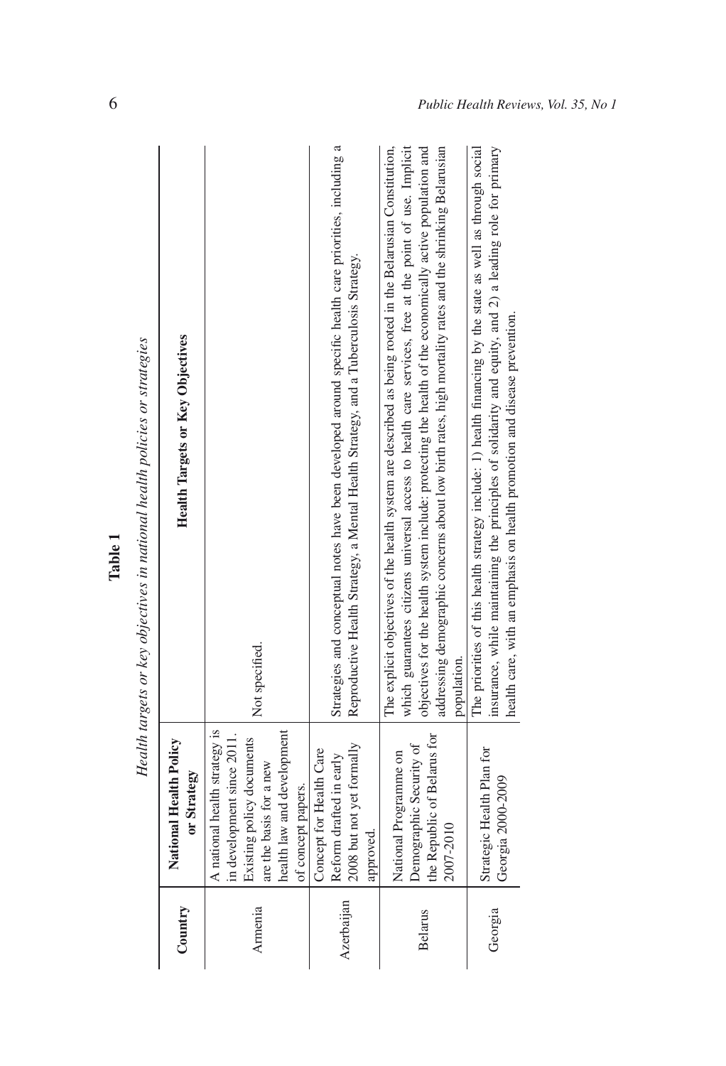**Table 1**

*Health targets or key objectives in national health policies or strategies*

| Country | National Health Policy or Strategy | Health Targets or Key Objectives |
|---|---|---|
| Armenia | A national health strategy is in development since 2011. Existing policy documents are the basis for a new health law and development of concept papers. | Not specified. |
| Azerbaijan | Concept for Health Care Reform drafted in early 2008 but not yet formally approved. | Strategies and conceptual notes have been developed around specific health care priorities, including a Reproductive Health Strategy, a Mental Health Strategy, and a Tuberculosis Strategy. |
| Belarus | National Programme on Demographic Security of the Republic of Belarus for 2007-2010 | The explicit objectives of the health system are described as being rooted in the Belarusian Constitution, which guarantees citizens universal access to health care services, free at the point of use. Implicit objectives for the health system include: protecting the health of the economically active population and addressing demographic concerns about low birth rates, high mortality rates and the shrinking Belarusian population. |
| Georgia | Strategic Health Plan for Georgia 2000-2009 | The priorities of this health strategy include: 1) health financing by the state as well as through social insurance, while maintaining the principles of solidarity and equity, and 2) a leading role for primary health care, with an emphasis on health promotion and disease prevention. |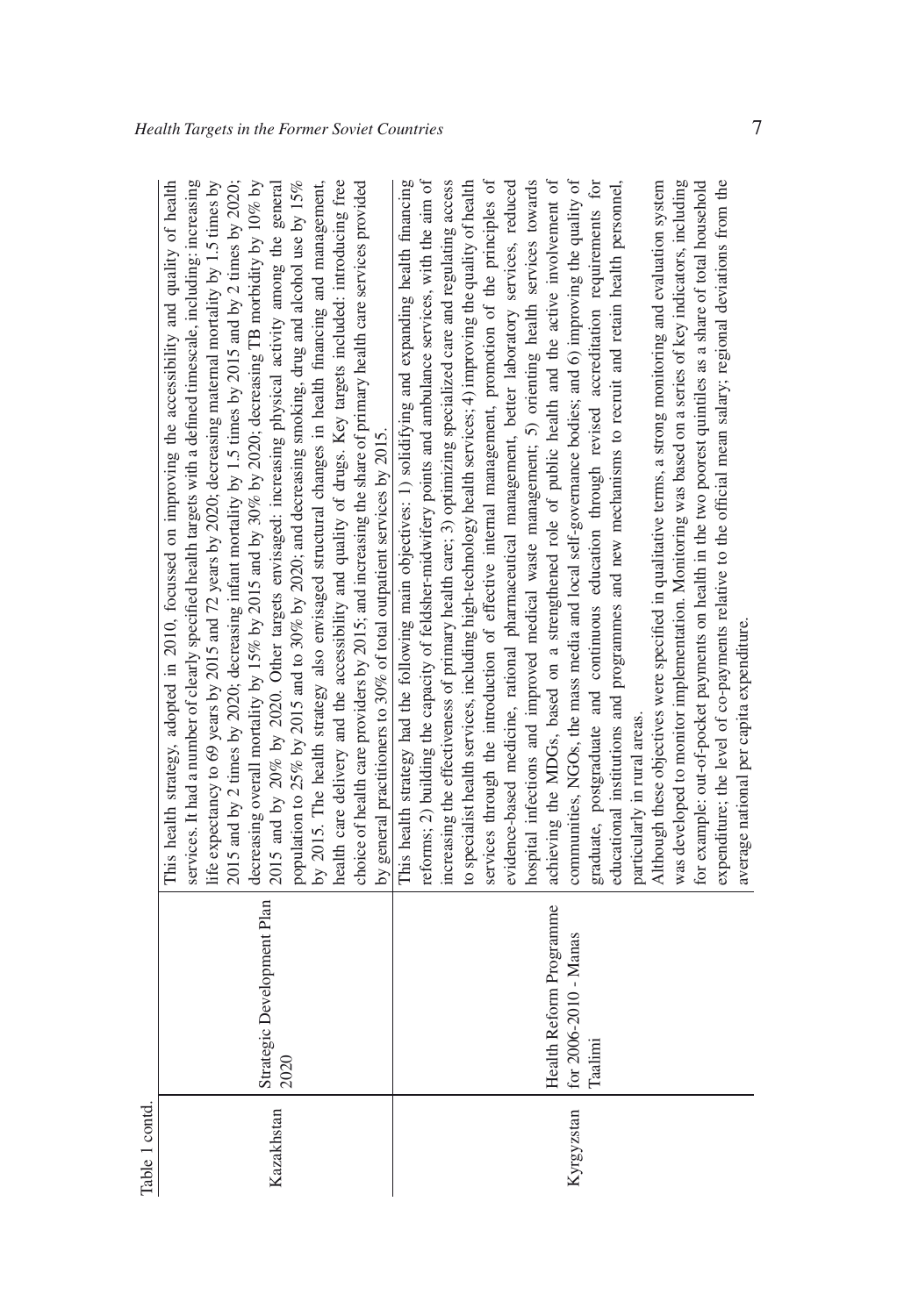Table 1 contd.

| | | |
|---|---|---|
| Kazakhstan | Strategic Development Plan 2020 | This health strategy, adopted in 2010, focussed on improving the accessibility and quality of health services. It had a number of clearly specified health targets with a defined timescale, including: increasing life expectancy to 69 years by 2015 and 72 years by 2020; decreasing maternal mortality by 1.5 times by 2015 and by 2 times by 2020; decreasing infant mortality by 1.5 times by 2015 and by 2 times by 2020; decreasing overall mortality by 15% by 2015 and by 30% by 2020; decreasing TB morbidity by 10% by 2015 and by 20% by 2020. Other targets envisaged: increasing physical activity among the general population to 25% by 2015 and to 30% by 2020; and decreasing smoking, drug and alcohol use by 15% by 2015. The health strategy also envisaged structural changes in health financing and management, health care delivery and the accessibility and quality of drugs. Key targets included: introducing free choice of health care providers by 2015; and increasing the share of primary health care services provided by general practitioners to 30% of total outpatient services by 2015. |
| Kyrgyzstan | Health Reform Programme for 2006-2010 - Manas Taalimi | This health strategy had the following main objectives: 1) solidifying and expanding health financing reforms; 2) building the capacity of feldsher-midwifery points and ambulance services, with the aim of increasing the effectiveness of primary health care; 3) optimizing specialized care and regulating access to specialist health services, including high-technology health services; 4) improving the quality of health services through the introduction of effective internal management, promotion of the principles of evidence-based medicine, rational pharmaceutical management, better laboratory services, reduced hospital infections and improved medical waste management; 5) orienting health services towards achieving the MDGs, based on a strengthened role of public health and the active involvement of communities, NGOs, the mass media and local self-governance bodies; and 6) improving the quality of graduate, postgraduate and continuous education through revised accreditation requirements for educational institutions and programmes and new mechanisms to recruit and retain health personnel, particularly in rural areas.<br>Although these objectives were specified in qualitative terms, a strong monitoring and evaluation system was developed to monitor implementation. Monitoring was based on a series of key indicators, including for example: out-of-pocket payments on health in the two poorest quintiles as a share of total household expenditure; the level of co-payments relative to the official mean salary; regional deviations from the average national per capita expenditure. |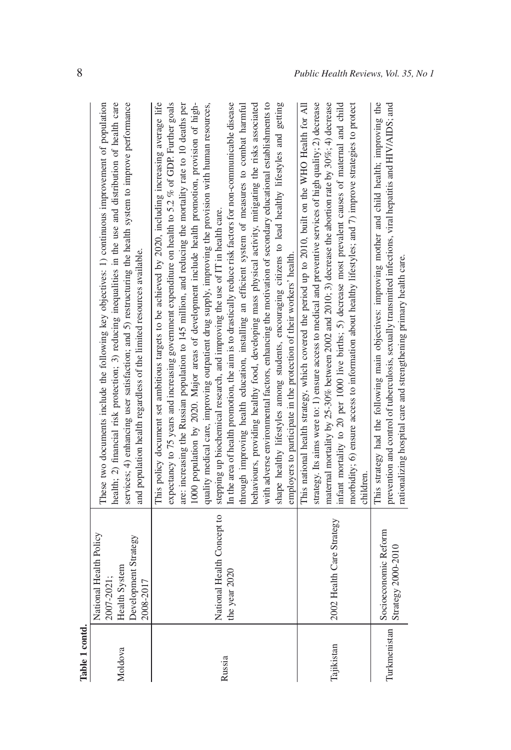**Table 1 contd.**

| | | |
|---|---|---|
| Moldova | National Health Policy 2007-2021; Health System Development Strategy 2008-2017 | These two documents include the following key objectives: 1) continuous improvement of population health; 2) financial risk protection; 3) reducing inequalities in the use and distribution of health care services; 4) enhancing user satisfaction; and 5) restructuring the health system to improve performance and population health regardless of the limited resources available. |
| Russia | National Health Concept to the year 2020 | This policy document set ambitious targets to be achieved by 2020, including increasing average life expectancy to 75 years and increasing government expenditure on health to 5.2 % of GDP. Further goals are: increasing the Russian population to 145 million, and reducing the mortality rate to 10 deaths per 1000 population by 2020. Major areas of development include health promotion, provision of high-quality medical care, improving outpatient drug supply, improving the provision with human resources, stepping up biochemical research, and improving the use of IT in health care.<br>In the area of health promotion, the aim is to drastically reduce risk factors for non-communicable disease through improving health education, installing an efficient system of measures to combat harmful behaviours, providing healthy food, developing mass physical activity, mitigating the risks associated with adverse environmental factors, enhancing the motivation of secondary educational establishments to shape healthy lifestyles among students, encouraging citizens to lead healthy lifestyles and getting employers to participate in the protection of their workers' health. |
| Tajikistan | 2002 Health Care Strategy | This national health strategy, which covered the period up to 2010, built on the WHO Health for All strategy. Its aims were to: 1) ensure access to medical and preventive services of high quality; 2) decrease maternal mortality by 25-30% between 2002 and 2010; 3) decrease the abortion rate by 30%; 4) decrease infant mortality to 20 per 1000 live births; 5) decrease most prevalent causes of maternal and child morbidity; 6) ensure access to information about healthy lifestyles; and 7) improve strategies to protect children. |
| Turkmenistan | Socioeconomic Reform Strategy 2000-2010 | This strategy had the following main objectives: improving mother and child health; improving the prevention and control of tuberculosis, sexually transmitted infections, viral hepatitis and HIV/AIDS; and rationalizing hospital care and strengthening primary health care. |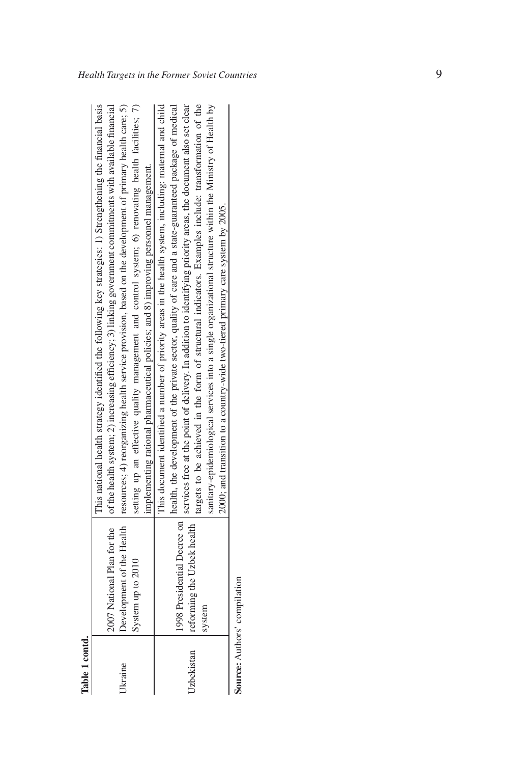**Table 1 contd.**

| | | |
|---|---|---|
| Ukraine | 2007 National Plan for the Development of the Health System up to 2010 | This national health strategy identified the following key strategies: 1) Strengthening the financial basis of the health system; 2) increasing efficiency; 3) linking government commitments with available financial resources; 4) reorganizing health service provision, based on the development of primary health care; 5) setting up an effective quality management and control system; 6) renovating health facilities; 7) implementing rational pharmaceutical policies; and 8) improving personnel management. |
| Uzbekistan | 1998 Presidential Decree on reforming the Uzbek health system | This document identified a number of priority areas in the health system, including: maternal and child health, the development of the private sector, quality of care and a state-guaranteed package of medical services free at the point of delivery. In addition to identifying priority areas, the document also set clear targets to be achieved in the form of structural indicators. Examples include: transformation of the sanitary-epidemiological services into a single organizational structure within the Ministry of Health by 2000; and transition to a country-wide two-tiered primary care system by 2005. |

**Source:** Authors' compilation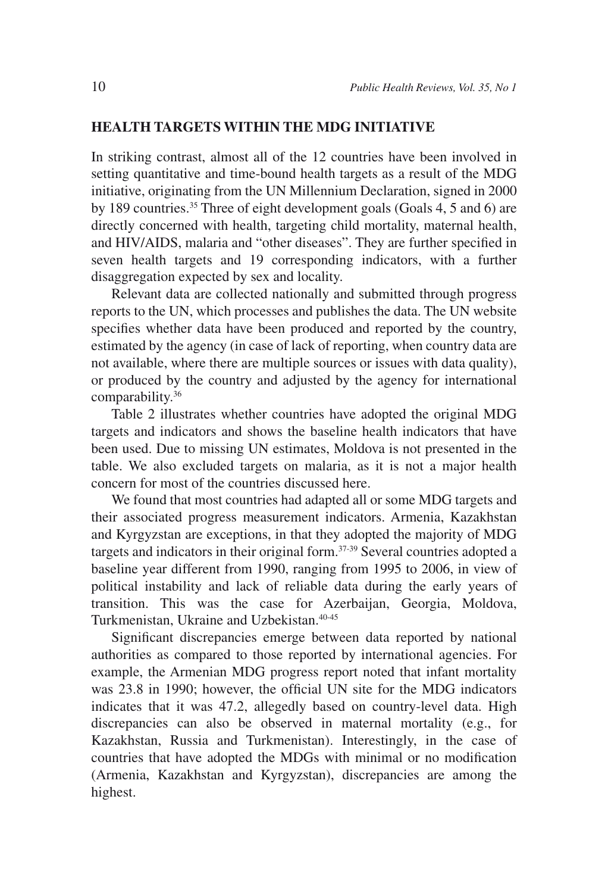## HEALTH TARGETS WITHIN THE MDG INITIATIVE

In striking contrast, almost all of the 12 countries have been involved in setting quantitative and time-bound health targets as a result of the MDG initiative, originating from the UN Millennium Declaration, signed in 2000 by 189 countries.[35] Three of eight development goals (Goals 4, 5 and 6) are directly concerned with health, targeting child mortality, maternal health, and HIV/AIDS, malaria and "other diseases". They are further specified in seven health targets and 19 corresponding indicators, with a further disaggregation expected by sex and locality.

Relevant data are collected nationally and submitted through progress reports to the UN, which processes and publishes the data. The UN website specifies whether data have been produced and reported by the country, estimated by the agency (in case of lack of reporting, when country data are not available, where there are multiple sources or issues with data quality), or produced by the country and adjusted by the agency for international comparability.[36]

Table 2 illustrates whether countries have adopted the original MDG targets and indicators and shows the baseline health indicators that have been used. Due to missing UN estimates, Moldova is not presented in the table. We also excluded targets on malaria, as it is not a major health concern for most of the countries discussed here.

We found that most countries had adapted all or some MDG targets and their associated progress measurement indicators. Armenia, Kazakhstan and Kyrgyzstan are exceptions, in that they adopted the majority of MDG targets and indicators in their original form.[37-39] Several countries adopted a baseline year different from 1990, ranging from 1995 to 2006, in view of political instability and lack of reliable data during the early years of transition. This was the case for Azerbaijan, Georgia, Moldova, Turkmenistan, Ukraine and Uzbekistan.[40-45]

Significant discrepancies emerge between data reported by national authorities as compared to those reported by international agencies. For example, the Armenian MDG progress report noted that infant mortality was 23.8 in 1990; however, the official UN site for the MDG indicators indicates that it was 47.2, allegedly based on country-level data. High discrepancies can also be observed in maternal mortality (e.g., for Kazakhstan, Russia and Turkmenistan). Interestingly, in the case of countries that have adopted the MDGs with minimal or no modification (Armenia, Kazakhstan and Kyrgyzstan), discrepancies are among the highest.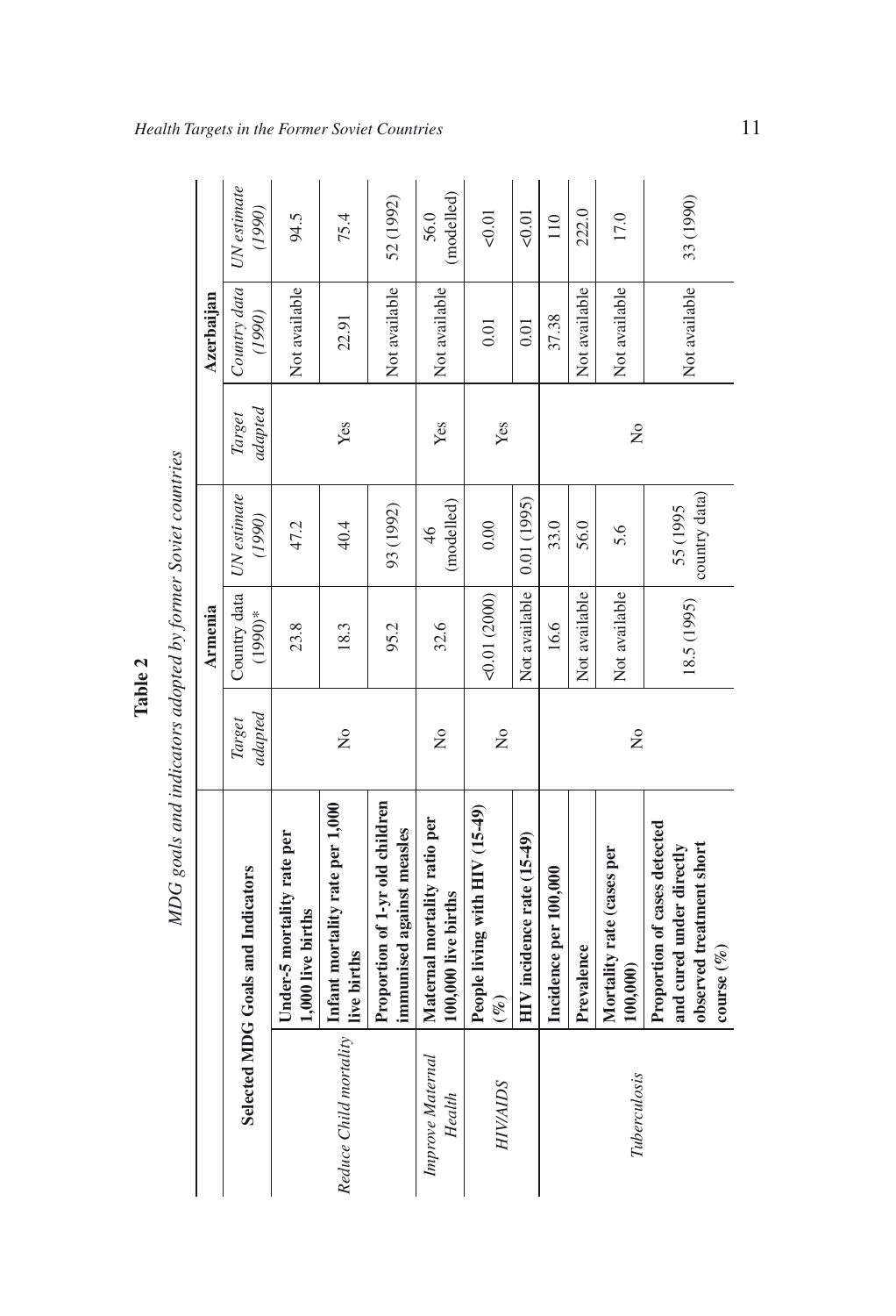**Table 2**

*MDG goals and indicators adopted by former Soviet countries*

| Selected MDG Goals and Indicators | | Armenia | | | Azerbaijan | | |
|---|---|---|---|---|---|---|---|
| | | *Target adapted* | Country data (1990)* | *UN estimate (1990)* | *Target adapted* | *Country data (1990)* | *UN estimate (1990)* |
| *Reduce Child mortality* | **Under-5 mortality rate per 1,000 live births** | No | 23.8 | 47.2 | Yes | Not available | 94.5 |
| | **Infant mortality rate per 1,000 live births** | | 18.3 | 40.4 | | 22.91 | 75.4 |
| | **Proportion of 1-yr old children immunised against measles** | | 95.2 | 93 (1992) | | Not available | 52 (1992) |
| *Improve Maternal Health* | **Maternal mortality ratio per 100,000 live births** | No | 32.6 | 46 (modelled) | Yes | Not available | 56.0 (modelled) |
| *HIV/AIDS* | **People living with HIV (15-49) (%)** | No | <0.01 (2000) | 0.00 | Yes | 0.01 | <0.01 |
| | **HIV incidence rate (15-49)** | | Not available | 0.01 (1995) | | 0.01 | <0.01 |
| *Tuberculosis* | **Incidence per 100,000** | No | 16.6 | 33.0 | No | 37.38 | 110 |
| | **Prevalence** | | Not available | 56.0 | | Not available | 222.0 |
| | **Mortality rate (cases per 100,000)** | | Not available | 5.6 | | Not available | 17.0 |
| | **Proportion of cases detected and cured under directly observed treatment short course (%)** | | 18.5 (1995) | 55 (1995 country data) | | Not available | 33 (1990) |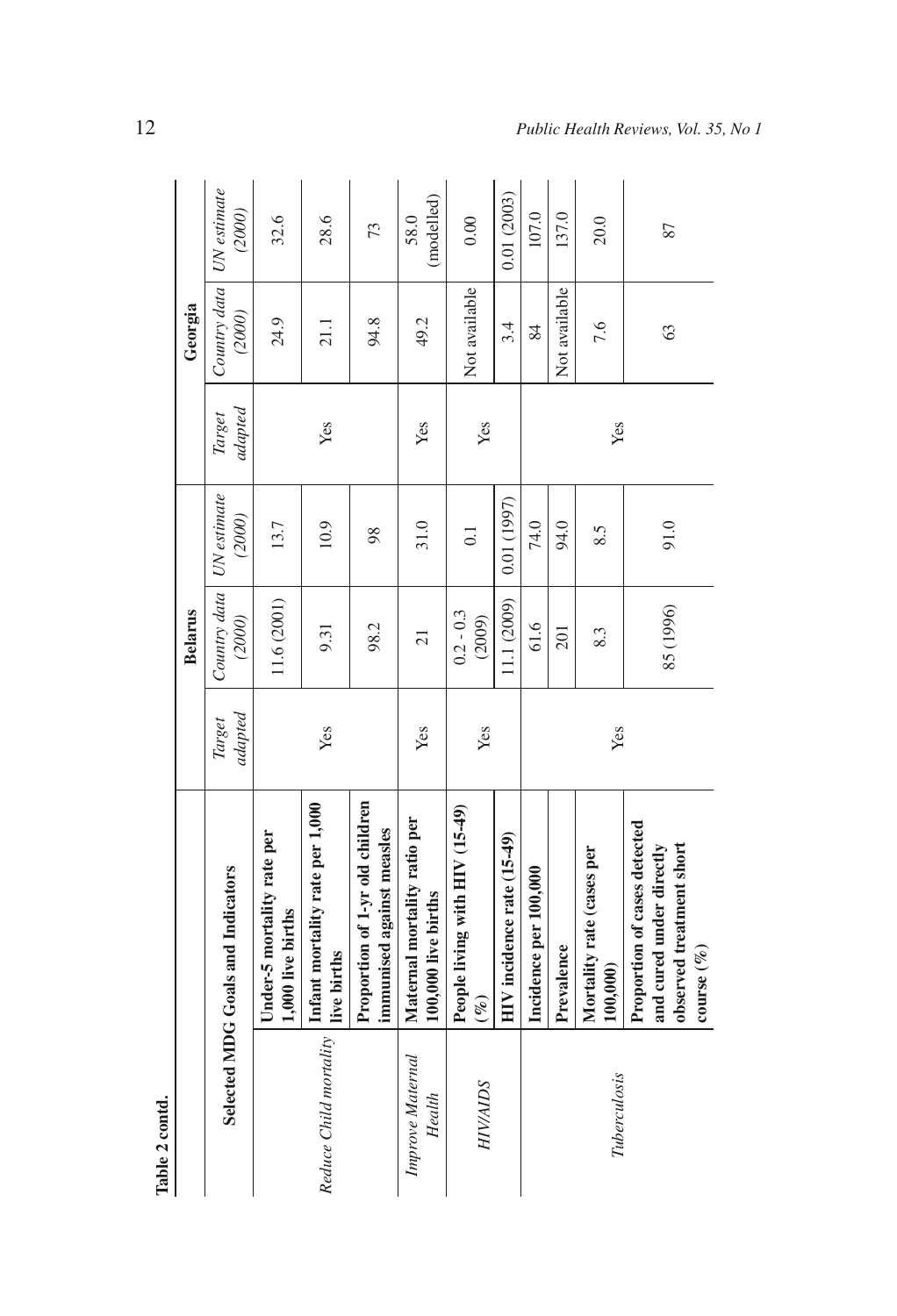**Table 2 contd.**

| Selected MDG Goals and Indicators | | Belarus | | | Georgia | | |
|---|---|---|---|---|---|---|---|
| | | *Target adapted* | *Country data (2000)* | *UN estimate (2000)* | *Target adapted* | *Country data (2000)* | *UN estimate (2000)* |
| *Reduce Child mortality* | **Under-5 mortality rate per 1,000 live births** | Yes | 11.6 (2001) | 13.7 | Yes | 24.9 | 32.6 |
| | **Infant mortality rate per 1,000 live births** | | 9.31 | 10.9 | | 21.1 | 28.6 |
| | **Proportion of 1-yr old children immunised against measles** | | 98.2 | 98 | | 94.8 | 73 |
| *Improve Maternal Health* | **Maternal mortality ratio per 100,000 live births** | Yes | 21 | 31.0 | Yes | 49.2 | 58.0 (modelled) |
| *HIV/AIDS* | **People living with HIV (15-49) (%)** | Yes | 0.2 - 0.3 (2009) | 0.1 | Yes | Not available | 0.00 |
| | **HIV incidence rate (15-49)** | | 11.1 (2009) | 0.01 (1997) | | 3.4 | 0.01 (2003) |
| *Tuberculosis* | **Incidence per 100,000** | Yes | 61.6 | 74.0 | Yes | 84 | 107.0 |
| | **Prevalence** | | 201 | 94.0 | | Not available | 137.0 |
| | **Mortality rate (cases per 100,000)** | | 8.3 | 8.5 | | 7.6 | 20.0 |
| | **Proportion of cases detected and cured under directly observed treatment short course (%)** | | 85 (1996) | 91.0 | | 63 | 87 |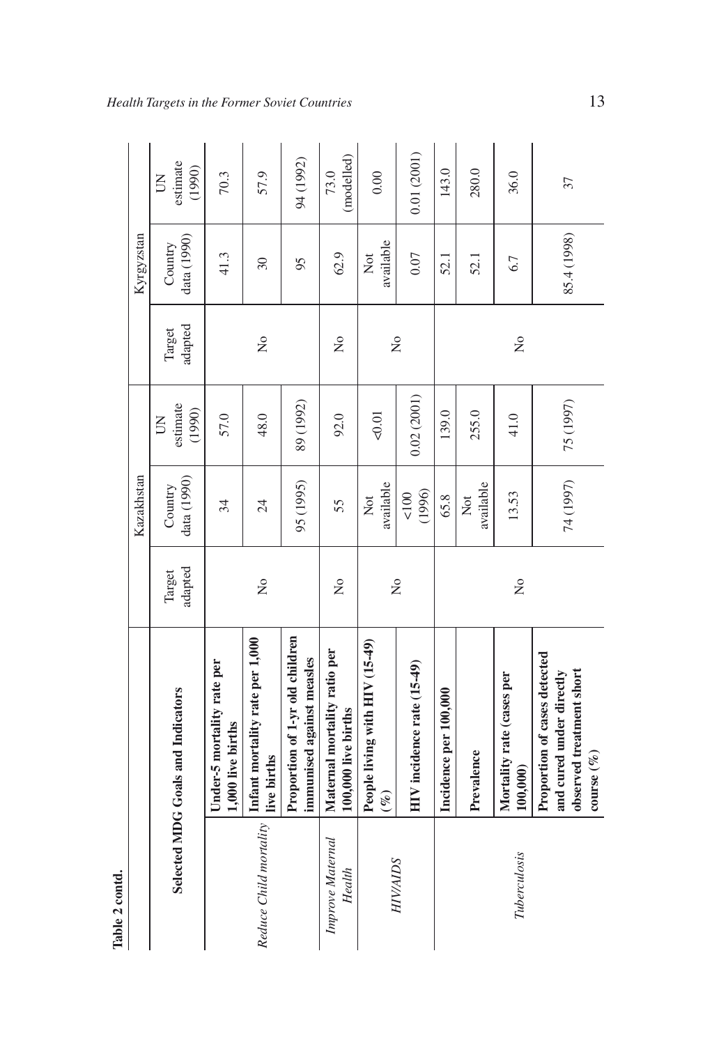**Table 2 contd.**

| Selected MDG Goals and Indicators | | Kazakhstan | | | Kyrgyzstan | | |
|---|---|---|---|---|---|---|---|
| | | Target adapted | Country data (1990) | UN estimate (1990) | Target adapted | Country data (1990) | UN estimate (1990) |
| *Reduce Child mortality* | **Under-5 mortality rate per 1,000 live births** | No | 34 | 57.0 | No | 41.3 | 70.3 |
| | **Infant mortality rate per 1,000 live births** | | 24 | 48.0 | | 30 | 57.9 |
| | **Proportion of 1-yr old children immunised against measles** | | 95 (1995) | 89 (1992) | | 95 | 94 (1992) |
| *Improve Maternal Health* | **Maternal mortality ratio per 100,000 live births** | No | 55 | 92.0 | No | 62.9 | 73.0 (modelled) |
| *HIV/AIDS* | **People living with HIV (15-49) (%)** | No | Not available | <0.01 | No | Not available | 0.00 |
| | **HIV incidence rate (15-49)** | | <100 (1996) | 0.02 (2001) | | 0.07 | 0.01 (2001) |
| *Tuberculosis* | **Incidence per 100,000** | No | 65.8 | 139.0 | No | 52.1 | 143.0 |
| | **Prevalence** | | Not available | 255.0 | | 52.1 | 280.0 |
| | **Mortality rate (cases per 100,000)** | | 13.53 | 41.0 | | 6.7 | 36.0 |
| | **Proportion of cases detected and cured under directly observed treatment short course (%)** | | 74 (1997) | 75 (1997) | | 85.4 (1998) | 37 |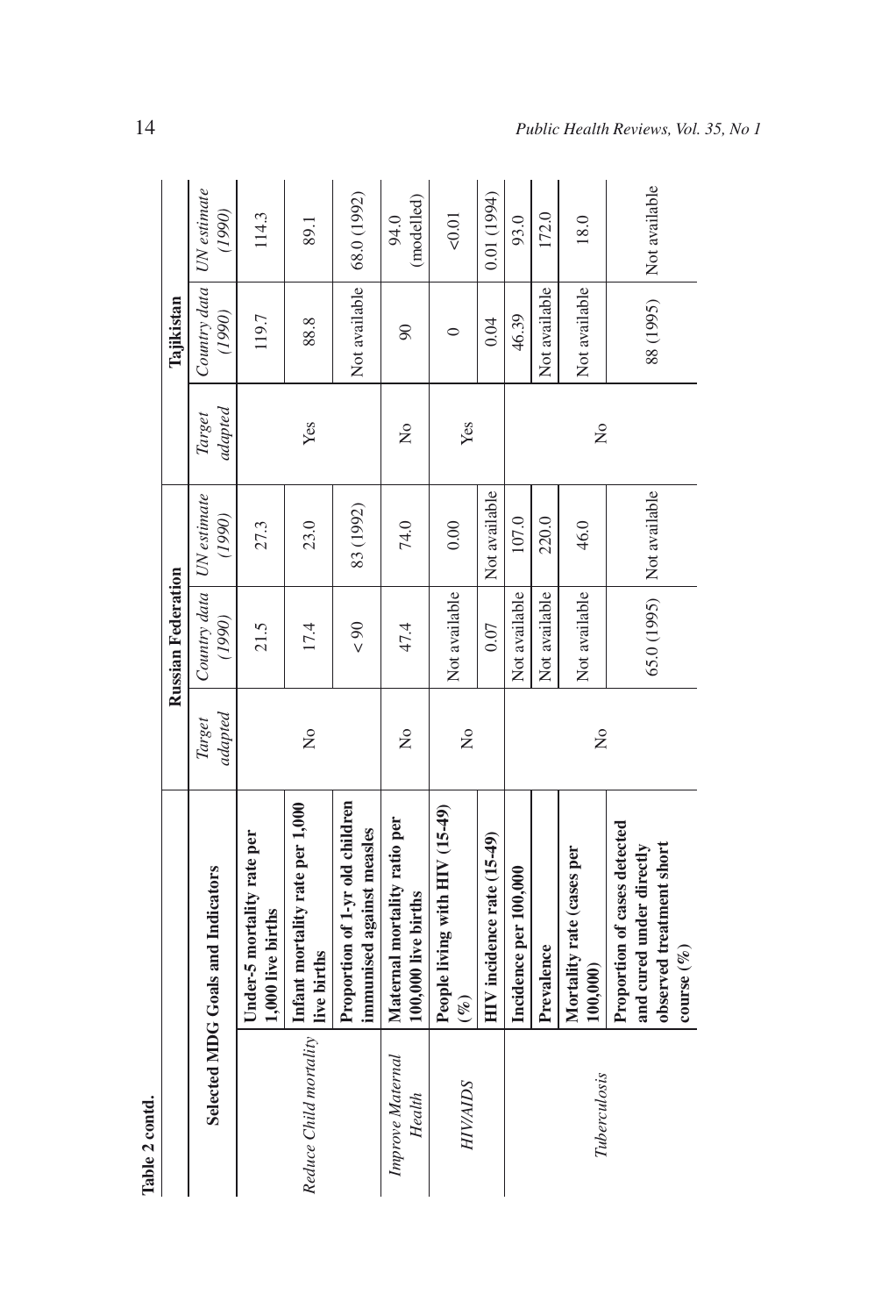**Table 2 contd.**

| Selected MDG Goals and Indicators | | Russian Federation | | | Tajikistan | | |
|---|---|---|---|---|---|---|---|
| | | *Target adapted* | *Country data (1990)* | *UN estimate (1990)* | *Target adapted* | *Country data (1990)* | *UN estimate (1990)* |
| *Reduce Child mortality* | **Under-5 mortality rate per 1,000 live births** | No | 21.5 | 27.3 | Yes | 119.7 | 114.3 |
| | **Infant mortality rate per 1,000 live births** | | 17.4 | 23.0 | | 88.8 | 89.1 |
| | **Proportion of 1-yr old children immunised against measles** | | < 90 | 83 (1992) | | Not available | 68.0 (1992) |
| *Improve Maternal Health* | **Maternal mortality ratio per 100,000 live births** | No | 47.4 | 74.0 | No | 90 | 94.0 (modelled) |
| *HIV/AIDS* | **People living with HIV (15-49) (%)** | No | Not available | 0.00 | Yes | 0 | <0.01 |
| | **HIV incidence rate (15-49)** | | 0.07 | Not available | | 0.04 | 0.01 (1994) |
| *Tuberculosis* | **Incidence per 100,000** | No | Not available | 107.0 | No | 46.39 | 93.0 |
| | **Prevalence** | | Not available | 220.0 | | Not available | 172.0 |
| | **Mortality rate (cases per 100,000)** | | Not available | 46.0 | | Not available | 18.0 |
| | **Proportion of cases detected and cured under directly observed treatment short course (%)** | | 65.0 (1995) | Not available | | 88 (1995) | Not available |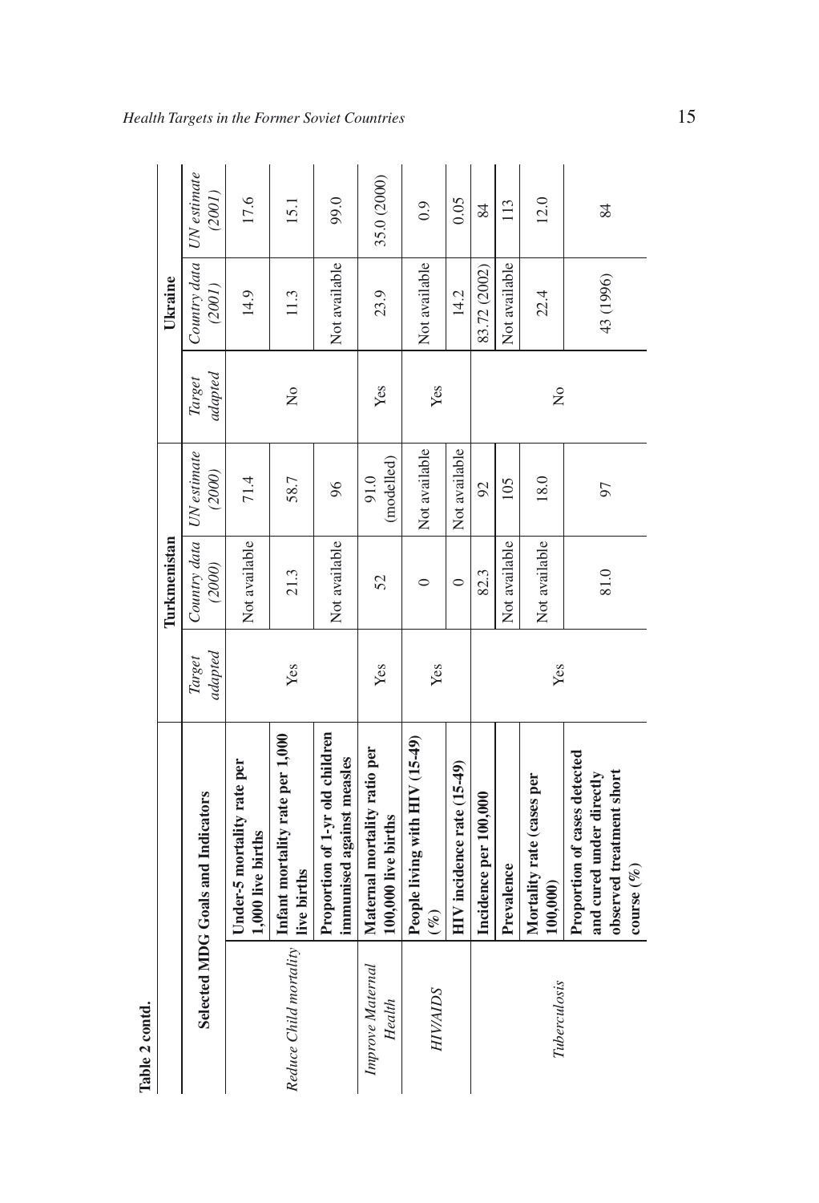**Table 2 contd.**

| Selected MDG Goals and Indicators | | Turkmenistan | | | Ukraine | | |
|---|---|---|---|---|---|---|---|
| | | *Target adapted* | *Country data (2000)* | *UN estimate (2000)* | *Target adapted* | *Country data (2001)* | *UN estimate (2001)* |
| *Reduce Child mortality* | **Under-5 mortality rate per 1,000 live births** | Yes | Not available | 71.4 | No | 14.9 | 17.6 |
| | **Infant mortality rate per 1,000 live births** | | 21.3 | 58.7 | | 11.3 | 15.1 |
| | **Proportion of 1-yr old children immunised against measles** | | Not available | 96 | | Not available | 99.0 |
| *Improve Maternal Health* | **Maternal mortality ratio per 100,000 live births** | Yes | 52 | 91.0 (modelled) | Yes | 23.9 | 35.0 (2000) |
| *HIV/AIDS* | **People living with HIV (15-49) (%)** | Yes | 0 | Not available | Yes | Not available | 0.9 |
| | **HIV incidence rate (15-49)** | | 0 | Not available | | 14.2 | 0.05 |
| *Tuberculosis* | **Incidence per 100,000** | Yes | 82.3 | 92 | No | 83.72 (2002) | 84 |
| | **Prevalence** | | Not available | 105 | | Not available | 113 |
| | **Mortality rate (cases per 100,000)** | | Not available | 18.0 | | 22.4 | 12.0 |
| | **Proportion of cases detected and cured under directly observed treatment short course (%)** | | 81.0 | 97 | | 43 (1996) | 84 |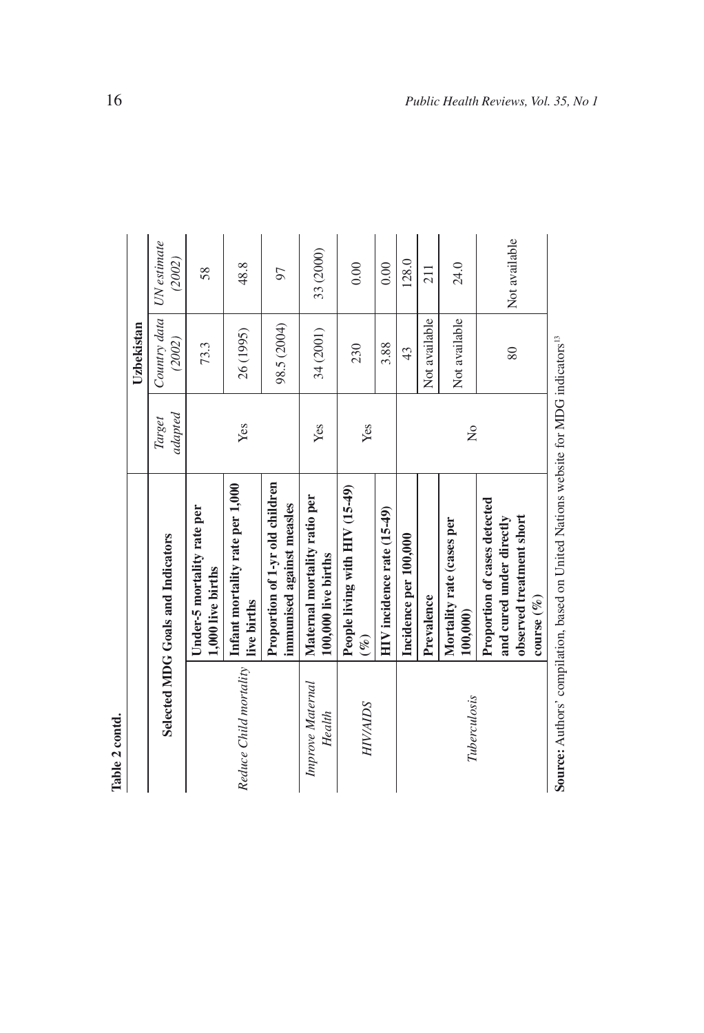**Table 2 contd.**

| Selected MDG Goals and Indicators | | Target adapted | Uzbekistan | |
|---|---|---|---|---|
| | | | *Country data (2002)* | *UN estimate (2002)* |
| *Reduce Child mortality* | **Under-5 mortality rate per 1,000 live births** | Yes | 73.3 | 58 |
| | **Infant mortality rate per 1,000 live births** | | 26 (1995) | 48.8 |
| | **Proportion of 1-yr old children immunised against measles** | | 98.5 (2004) | 97 |
| *Improve Maternal Health* | **Maternal mortality ratio per 100,000 live births** | Yes | 34 (2001) | 33 (2000) |
| *HIV/AIDS* | **People living with HIV (15-49) (%)** | Yes | 230 | 0.00 |
| | **HIV incidence rate (15-49)** | | 3.88 | 0.00 |
| *Tuberculosis* | **Incidence per 100,000** | No | 43 | 128.0 |
| | **Prevalence** | | Not available | 211 |
| | **Mortality rate (cases per 100,000)** | | Not available | 24.0 |
| | **Proportion of cases detected and cured under directly observed treatment short course (%)** | | 80 | Not available |

**Source:** Authors' compilation, based on United Nations website for MDG indicators[13]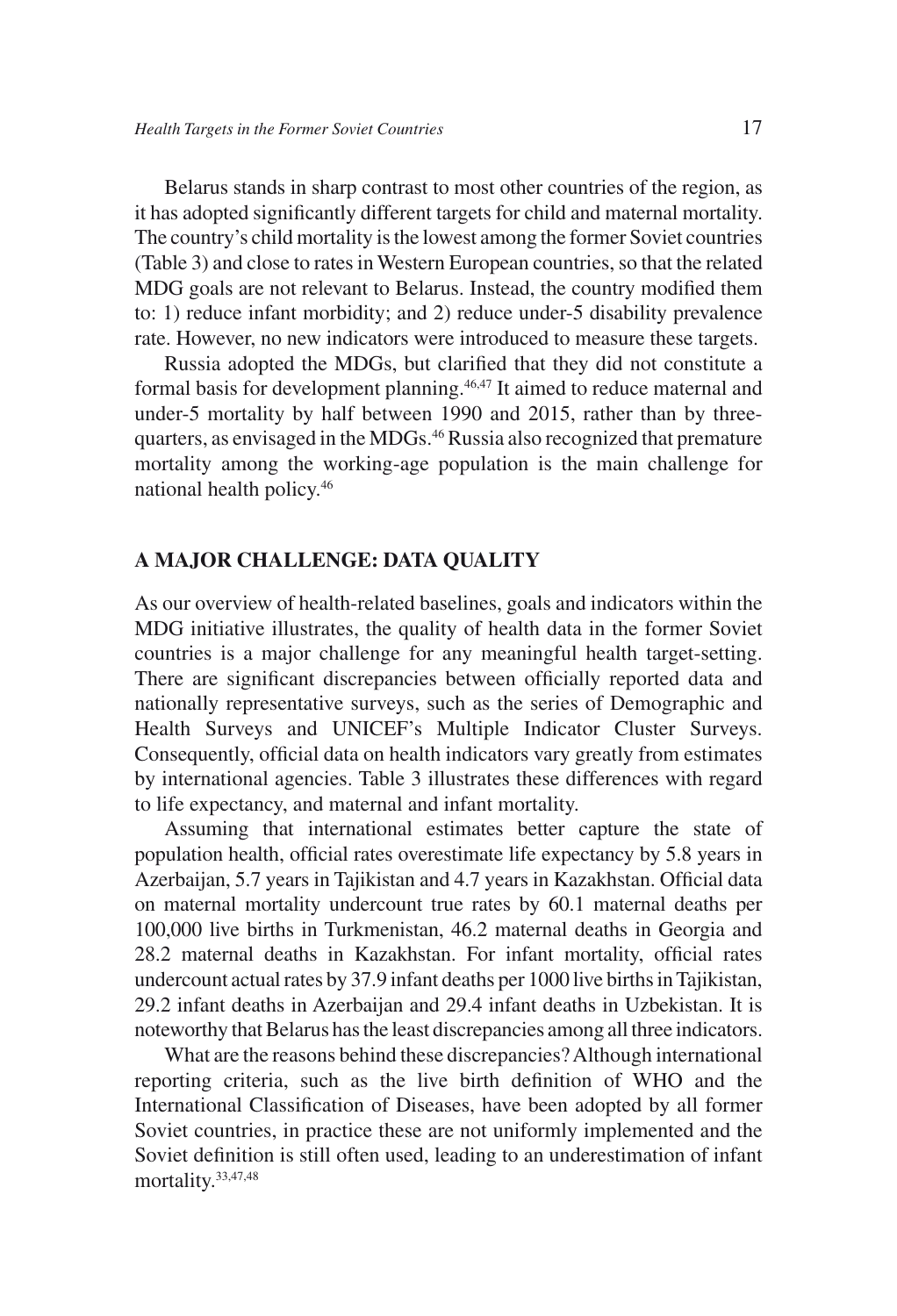Belarus stands in sharp contrast to most other countries of the region, as it has adopted significantly different targets for child and maternal mortality. The country's child mortality is the lowest among the former Soviet countries (Table 3) and close to rates in Western European countries, so that the related MDG goals are not relevant to Belarus. Instead, the country modified them to: 1) reduce infant morbidity; and 2) reduce under-5 disability prevalence rate. However, no new indicators were introduced to measure these targets.

Russia adopted the MDGs, but clarified that they did not constitute a formal basis for development planning.[46,47] It aimed to reduce maternal and under-5 mortality by half between 1990 and 2015, rather than by three-quarters, as envisaged in the MDGs.[46] Russia also recognized that premature mortality among the working-age population is the main challenge for national health policy.[46]

## A MAJOR CHALLENGE: DATA QUALITY

As our overview of health-related baselines, goals and indicators within the MDG initiative illustrates, the quality of health data in the former Soviet countries is a major challenge for any meaningful health target-setting. There are significant discrepancies between officially reported data and nationally representative surveys, such as the series of Demographic and Health Surveys and UNICEF's Multiple Indicator Cluster Surveys. Consequently, official data on health indicators vary greatly from estimates by international agencies. Table 3 illustrates these differences with regard to life expectancy, and maternal and infant mortality.

Assuming that international estimates better capture the state of population health, official rates overestimate life expectancy by 5.8 years in Azerbaijan, 5.7 years in Tajikistan and 4.7 years in Kazakhstan. Official data on maternal mortality undercount true rates by 60.1 maternal deaths per 100,000 live births in Turkmenistan, 46.2 maternal deaths in Georgia and 28.2 maternal deaths in Kazakhstan. For infant mortality, official rates undercount actual rates by 37.9 infant deaths per 1000 live births in Tajikistan, 29.2 infant deaths in Azerbaijan and 29.4 infant deaths in Uzbekistan. It is noteworthy that Belarus has the least discrepancies among all three indicators.

What are the reasons behind these discrepancies? Although international reporting criteria, such as the live birth definition of WHO and the International Classification of Diseases, have been adopted by all former Soviet countries, in practice these are not uniformly implemented and the Soviet definition is still often used, leading to an underestimation of infant mortality.[33,47,48]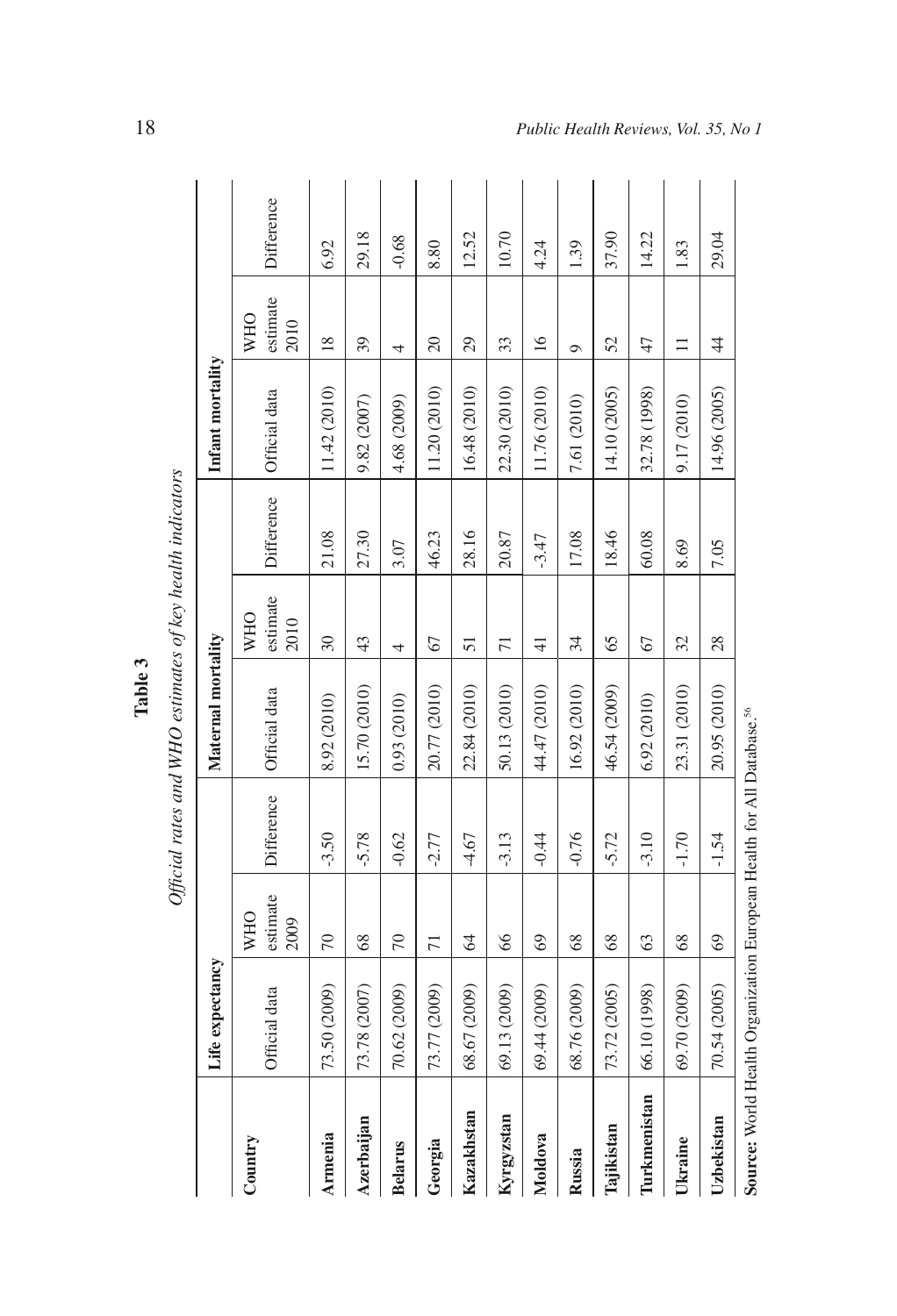**Table 3**

*Official rates and WHO estimates of key health indicators*

| Country | Life expectancy | | | Maternal mortality | | | Infant mortality | | |
|---|---|---|---|---|---|---|---|---|---|
| | Official data | WHO estimate 2009 | Difference | Official data | WHO estimate 2010 | Difference | Official data | WHO estimate 2010 | Difference |
| **Armenia** | 73.50 (2009) | 70 | -3.50 | 8.92 (2010) | 30 | 21.08 | 11.42 (2010) | 18 | 6.92 |
| **Azerbaijan** | 73.78 (2007) | 68 | -5.78 | 15.70 (2010) | 43 | 27.30 | 9.82 (2007) | 39 | 29.18 |
| **Belarus** | 70.62 (2009) | 70 | -0.62 | 0.93 (2010) | 4 | 3.07 | 4.68 (2009) | 4 | -0.68 |
| **Georgia** | 73.77 (2009) | 71 | -2.77 | 20.77 (2010) | 67 | 46.23 | 11.20 (2010) | 20 | 8.80 |
| **Kazakhstan** | 68.67 (2009) | 64 | -4.67 | 22.84 (2010) | 51 | 28.16 | 16.48 (2010) | 29 | 12.52 |
| **Kyrgyzstan** | 69.13 (2009) | 66 | -3.13 | 50.13 (2010) | 71 | 20.87 | 22.30 (2010) | 33 | 10.70 |
| **Moldova** | 69.44 (2009) | 69 | -0.44 | 44.47 (2010) | 41 | -3.47 | 11.76 (2010) | 16 | 4.24 |
| **Russia** | 68.76 (2009) | 68 | -0.76 | 16.92 (2010) | 34 | 17.08 | 7.61 (2010) | 9 | 1.39 |
| **Tajikistan** | 73.72 (2005) | 68 | -5.72 | 46.54 (2009) | 65 | 18.46 | 14.10 (2005) | 52 | 37.90 |
| **Turkmenistan** | 66.10 (1998) | 63 | -3.10 | 6.92 (2010) | 67 | 60.08 | 32.78 (1998) | 47 | 14.22 |
| **Ukraine** | 69.70 (2009) | 68 | -1.70 | 23.31 (2010) | 32 | 8.69 | 9.17 (2010) | 11 | 1.83 |
| **Uzbekistan** | 70.54 (2005) | 69 | -1.54 | 20.95 (2010) | 28 | 7.05 | 14.96 (2005) | 44 | 29.04 |

**Source:** World Health Organization European Health for All Database.[56]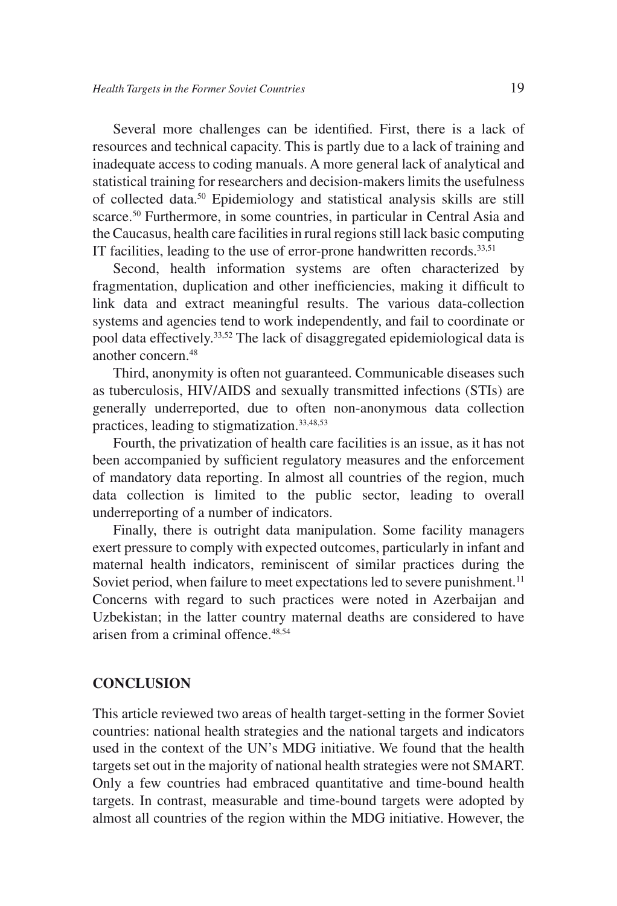Several more challenges can be identified. First, there is a lack of resources and technical capacity. This is partly due to a lack of training and inadequate access to coding manuals. A more general lack of analytical and statistical training for researchers and decision-makers limits the usefulness of collected data.[50] Epidemiology and statistical analysis skills are still scarce.[50] Furthermore, in some countries, in particular in Central Asia and the Caucasus, health care facilities in rural regions still lack basic computing IT facilities, leading to the use of error-prone handwritten records.[33,51]

Second, health information systems are often characterized by fragmentation, duplication and other inefficiencies, making it difficult to link data and extract meaningful results. The various data-collection systems and agencies tend to work independently, and fail to coordinate or pool data effectively.[33,52] The lack of disaggregated epidemiological data is another concern.[48]

Third, anonymity is often not guaranteed. Communicable diseases such as tuberculosis, HIV/AIDS and sexually transmitted infections (STIs) are generally underreported, due to often non-anonymous data collection practices, leading to stigmatization.[33,48,53]

Fourth, the privatization of health care facilities is an issue, as it has not been accompanied by sufficient regulatory measures and the enforcement of mandatory data reporting. In almost all countries of the region, much data collection is limited to the public sector, leading to overall underreporting of a number of indicators.

Finally, there is outright data manipulation. Some facility managers exert pressure to comply with expected outcomes, particularly in infant and maternal health indicators, reminiscent of similar practices during the Soviet period, when failure to meet expectations led to severe punishment.[11] Concerns with regard to such practices were noted in Azerbaijan and Uzbekistan; in the latter country maternal deaths are considered to have arisen from a criminal offence.[48,54]

## CONCLUSION

This article reviewed two areas of health target-setting in the former Soviet countries: national health strategies and the national targets and indicators used in the context of the UN's MDG initiative. We found that the health targets set out in the majority of national health strategies were not SMART. Only a few countries had embraced quantitative and time-bound health targets. In contrast, measurable and time-bound targets were adopted by almost all countries of the region within the MDG initiative. However, the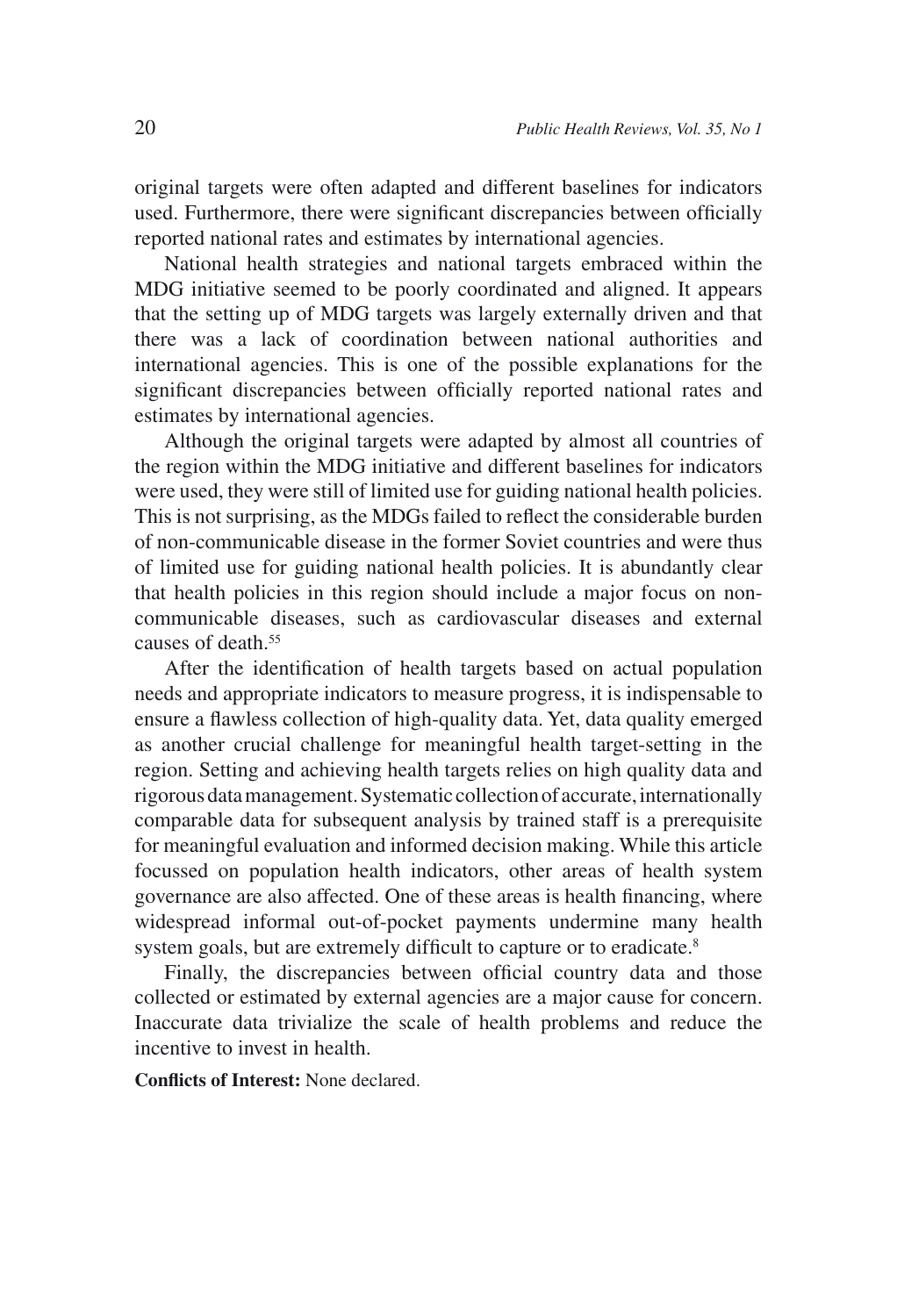original targets were often adapted and different baselines for indicators used. Furthermore, there were significant discrepancies between officially reported national rates and estimates by international agencies.

National health strategies and national targets embraced within the MDG initiative seemed to be poorly coordinated and aligned. It appears that the setting up of MDG targets was largely externally driven and that there was a lack of coordination between national authorities and international agencies. This is one of the possible explanations for the significant discrepancies between officially reported national rates and estimates by international agencies.

Although the original targets were adapted by almost all countries of the region within the MDG initiative and different baselines for indicators were used, they were still of limited use for guiding national health policies. This is not surprising, as the MDGs failed to reflect the considerable burden of non-communicable disease in the former Soviet countries and were thus of limited use for guiding national health policies. It is abundantly clear that health policies in this region should include a major focus on non-communicable diseases, such as cardiovascular diseases and external causes of death.[55]

After the identification of health targets based on actual population needs and appropriate indicators to measure progress, it is indispensable to ensure a flawless collection of high-quality data. Yet, data quality emerged as another crucial challenge for meaningful health target-setting in the region. Setting and achieving health targets relies on high quality data and rigorous data management. Systematic collection of accurate, internationally comparable data for subsequent analysis by trained staff is a prerequisite for meaningful evaluation and informed decision making. While this article focussed on population health indicators, other areas of health system governance are also affected. One of these areas is health financing, where widespread informal out-of-pocket payments undermine many health system goals, but are extremely difficult to capture or to eradicate.[8]

Finally, the discrepancies between official country data and those collected or estimated by external agencies are a major cause for concern. Inaccurate data trivialize the scale of health problems and reduce the incentive to invest in health.

**Conflicts of Interest:** None declared.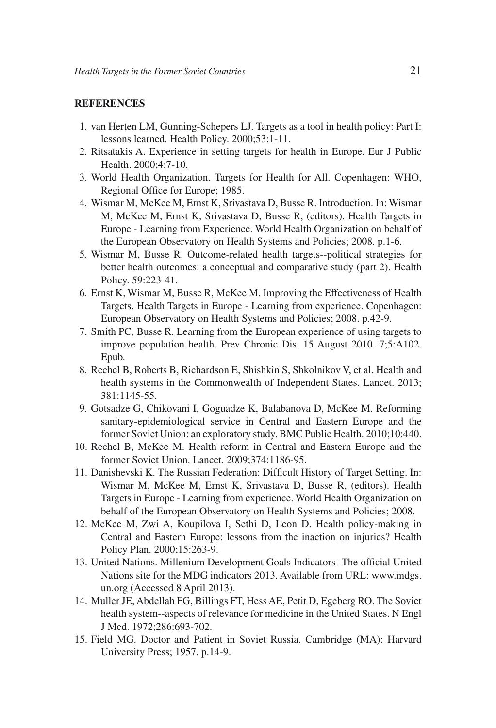## REFERENCES

1. van Herten LM, Gunning-Schepers LJ. Targets as a tool in health policy: Part I: lessons learned. Health Policy. 2000;53:1-11.
2. Ritsatakis A. Experience in setting targets for health in Europe. Eur J Public Health. 2000;4:7-10.
3. World Health Organization. Targets for Health for All. Copenhagen: WHO, Regional Office for Europe; 1985.
4. Wismar M, McKee M, Ernst K, Srivastava D, Busse R. Introduction. In: Wismar M, McKee M, Ernst K, Srivastava D, Busse R, (editors). Health Targets in Europe - Learning from Experience. World Health Organization on behalf of the European Observatory on Health Systems and Policies; 2008. p.1-6.
5. Wismar M, Busse R. Outcome-related health targets--political strategies for better health outcomes: a conceptual and comparative study (part 2). Health Policy. 59:223-41.
6. Ernst K, Wismar M, Busse R, McKee M. Improving the Effectiveness of Health Targets. Health Targets in Europe - Learning from experience. Copenhagen: European Observatory on Health Systems and Policies; 2008. p.42-9.
7. Smith PC, Busse R. Learning from the European experience of using targets to improve population health. Prev Chronic Dis. 15 August 2010. 7;5:A102. Epub.
8. Rechel B, Roberts B, Richardson E, Shishkin S, Shkolnikov V, et al. Health and health systems in the Commonwealth of Independent States. Lancet. 2013; 381:1145-55.
9. Gotsadze G, Chikovani I, Goguadze K, Balabanova D, McKee M. Reforming sanitary-epidemiological service in Central and Eastern Europe and the former Soviet Union: an exploratory study. BMC Public Health. 2010;10:440.
10. Rechel B, McKee M. Health reform in Central and Eastern Europe and the former Soviet Union. Lancet. 2009;374:1186-95.
11. Danishevski K. The Russian Federation: Difficult History of Target Setting. In: Wismar M, McKee M, Ernst K, Srivastava D, Busse R, (editors). Health Targets in Europe - Learning from experience. World Health Organization on behalf of the European Observatory on Health Systems and Policies; 2008.
12. McKee M, Zwi A, Koupilova I, Sethi D, Leon D. Health policy-making in Central and Eastern Europe: lessons from the inaction on injuries? Health Policy Plan. 2000;15:263-9.
13. United Nations. Millenium Development Goals Indicators- The official United Nations site for the MDG indicators 2013. Available from URL: www.mdgs.un.org (Accessed 8 April 2013).
14. Muller JE, Abdellah FG, Billings FT, Hess AE, Petit D, Egeberg RO. The Soviet health system--aspects of relevance for medicine in the United States. N Engl J Med. 1972;286:693-702.
15. Field MG. Doctor and Patient in Soviet Russia. Cambridge (MA): Harvard University Press; 1957. p.14-9.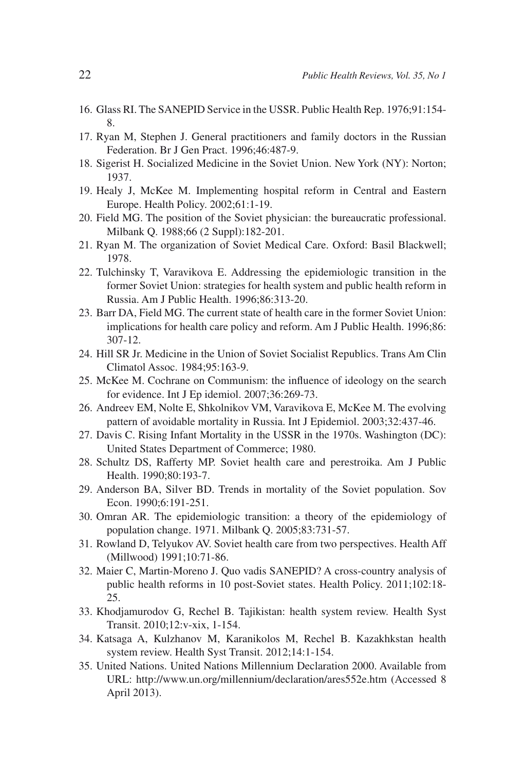16. Glass RI. The SANEPID Service in the USSR. Public Health Rep. 1976;91:154-8.
17. Ryan M, Stephen J. General practitioners and family doctors in the Russian Federation. Br J Gen Pract. 1996;46:487-9.
18. Sigerist H. Socialized Medicine in the Soviet Union. New York (NY): Norton; 1937.
19. Healy J, McKee M. Implementing hospital reform in Central and Eastern Europe. Health Policy. 2002;61:1-19.
20. Field MG. The position of the Soviet physician: the bureaucratic professional. Milbank Q. 1988;66 (2 Suppl):182-201.
21. Ryan M. The organization of Soviet Medical Care. Oxford: Basil Blackwell; 1978.
22. Tulchinsky T, Varavikova E. Addressing the epidemiologic transition in the former Soviet Union: strategies for health system and public health reform in Russia. Am J Public Health. 1996;86:313-20.
23. Barr DA, Field MG. The current state of health care in the former Soviet Union: implications for health care policy and reform. Am J Public Health. 1996;86: 307-12.
24. Hill SR Jr. Medicine in the Union of Soviet Socialist Republics. Trans Am Clin Climatol Assoc. 1984;95:163-9.
25. McKee M. Cochrane on Communism: the influence of ideology on the search for evidence. Int J Ep idemiol. 2007;36:269-73.
26. Andreev EM, Nolte E, Shkolnikov VM, Varavikova E, McKee M. The evolving pattern of avoidable mortality in Russia. Int J Epidemiol. 2003;32:437-46.
27. Davis C. Rising Infant Mortality in the USSR in the 1970s. Washington (DC): United States Department of Commerce; 1980.
28. Schultz DS, Rafferty MP. Soviet health care and perestroika. Am J Public Health. 1990;80:193-7.
29. Anderson BA, Silver BD. Trends in mortality of the Soviet population. Sov Econ. 1990;6:191-251.
30. Omran AR. The epidemiologic transition: a theory of the epidemiology of population change. 1971. Milbank Q. 2005;83:731-57.
31. Rowland D, Telyukov AV. Soviet health care from two perspectives. Health Aff (Millwood) 1991;10:71-86.
32. Maier C, Martin-Moreno J. Quo vadis SANEPID? A cross-country analysis of public health reforms in 10 post-Soviet states. Health Policy. 2011;102:18-25.
33. Khodjamurodov G, Rechel B. Tajikistan: health system review. Health Syst Transit. 2010;12:v-xix, 1-154.
34. Katsaga A, Kulzhanov M, Karanikolos M, Rechel B. Kazakhkstan health system review. Health Syst Transit. 2012;14:1-154.
35. United Nations. United Nations Millennium Declaration 2000. Available from URL: http://www.un.org/millennium/declaration/ares552e.htm (Accessed 8 April 2013).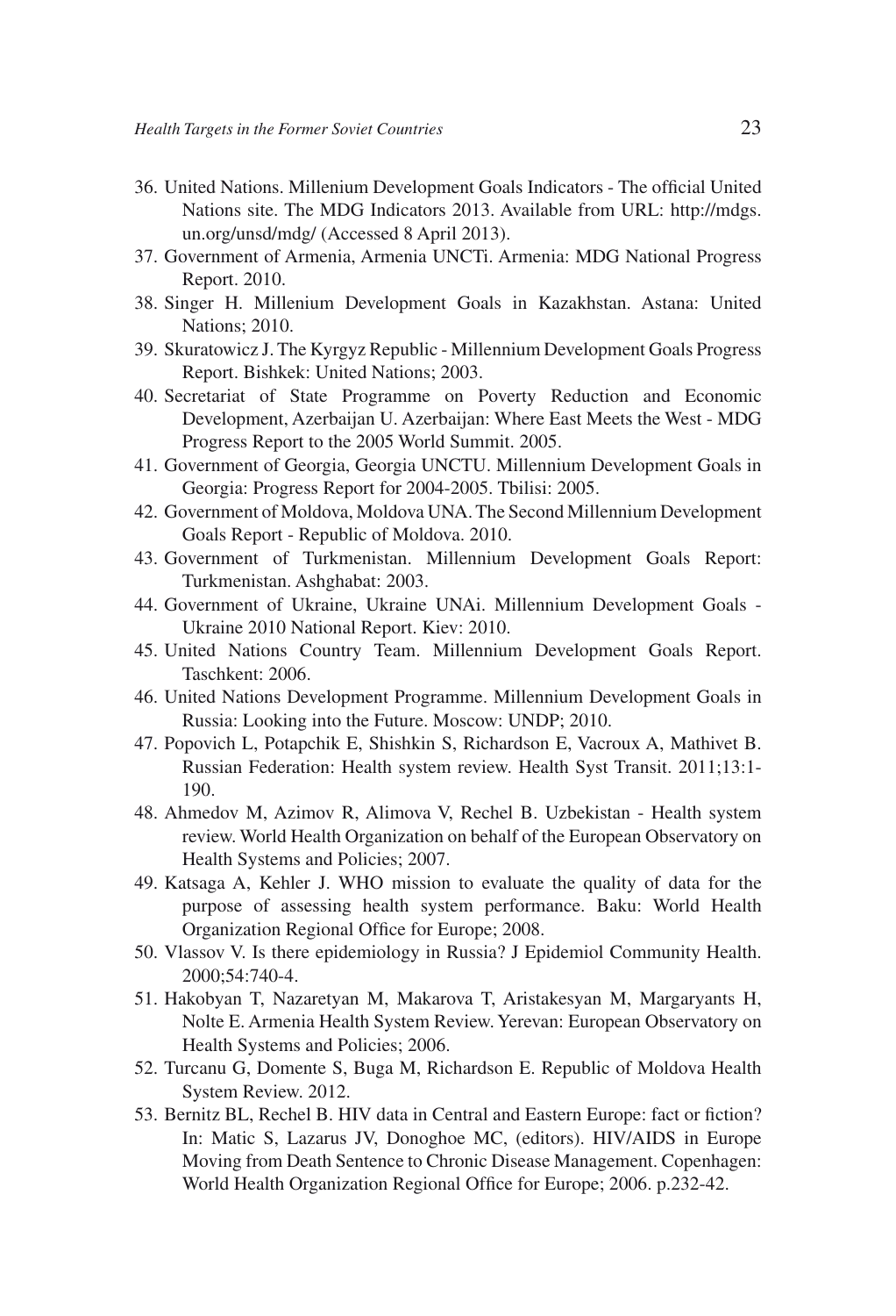36. United Nations. Millenium Development Goals Indicators - The official United Nations site. The MDG Indicators 2013. Available from URL: http://mdgs.un.org/unsd/mdg/ (Accessed 8 April 2013).
37. Government of Armenia, Armenia UNCTi. Armenia: MDG National Progress Report. 2010.
38. Singer H. Millenium Development Goals in Kazakhstan. Astana: United Nations; 2010.
39. Skuratowicz J. The Kyrgyz Republic - Millennium Development Goals Progress Report. Bishkek: United Nations; 2003.
40. Secretariat of State Programme on Poverty Reduction and Economic Development, Azerbaijan U. Azerbaijan: Where East Meets the West - MDG Progress Report to the 2005 World Summit. 2005.
41. Government of Georgia, Georgia UNCTU. Millennium Development Goals in Georgia: Progress Report for 2004-2005. Tbilisi: 2005.
42. Government of Moldova, Moldova UNA. The Second Millennium Development Goals Report - Republic of Moldova. 2010.
43. Government of Turkmenistan. Millennium Development Goals Report: Turkmenistan. Ashghabat: 2003.
44. Government of Ukraine, Ukraine UNAi. Millennium Development Goals - Ukraine 2010 National Report. Kiev: 2010.
45. United Nations Country Team. Millennium Development Goals Report. Taschkent: 2006.
46. United Nations Development Programme. Millennium Development Goals in Russia: Looking into the Future. Moscow: UNDP; 2010.
47. Popovich L, Potapchik E, Shishkin S, Richardson E, Vacroux A, Mathivet B. Russian Federation: Health system review. Health Syst Transit. 2011;13:1-190.
48. Ahmedov M, Azimov R, Alimova V, Rechel B. Uzbekistan - Health system review. World Health Organization on behalf of the European Observatory on Health Systems and Policies; 2007.
49. Katsaga A, Kehler J. WHO mission to evaluate the quality of data for the purpose of assessing health system performance. Baku: World Health Organization Regional Office for Europe; 2008.
50. Vlassov V. Is there epidemiology in Russia? J Epidemiol Community Health. 2000;54:740-4.
51. Hakobyan T, Nazaretyan M, Makarova T, Aristakesyan M, Margaryants H, Nolte E. Armenia Health System Review. Yerevan: European Observatory on Health Systems and Policies; 2006.
52. Turcanu G, Domente S, Buga M, Richardson E. Republic of Moldova Health System Review. 2012.
53. Bernitz BL, Rechel B. HIV data in Central and Eastern Europe: fact or fiction? In: Matic S, Lazarus JV, Donoghoe MC, (editors). HIV/AIDS in Europe Moving from Death Sentence to Chronic Disease Management. Copenhagen: World Health Organization Regional Office for Europe; 2006. p.232-42.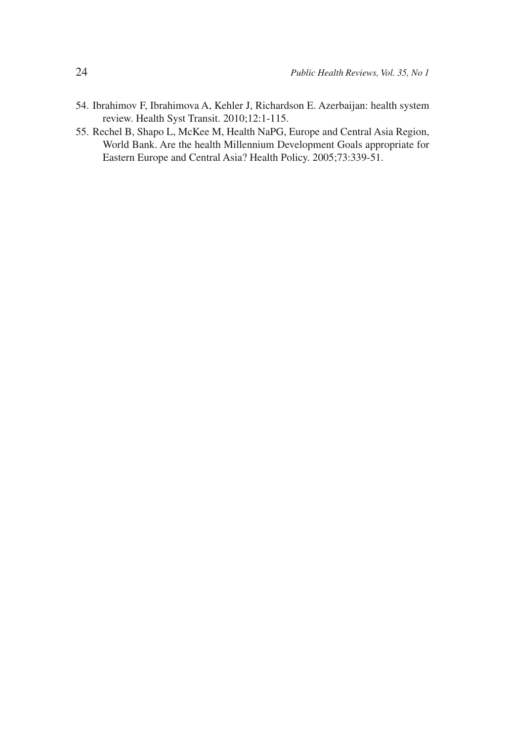54. Ibrahimov F, Ibrahimova A, Kehler J, Richardson E. Azerbaijan: health system review. Health Syst Transit. 2010;12:1-115.
55. Rechel B, Shapo L, McKee M, Health NaPG, Europe and Central Asia Region, World Bank. Are the health Millennium Development Goals appropriate for Eastern Europe and Central Asia? Health Policy. 2005;73:339-51.